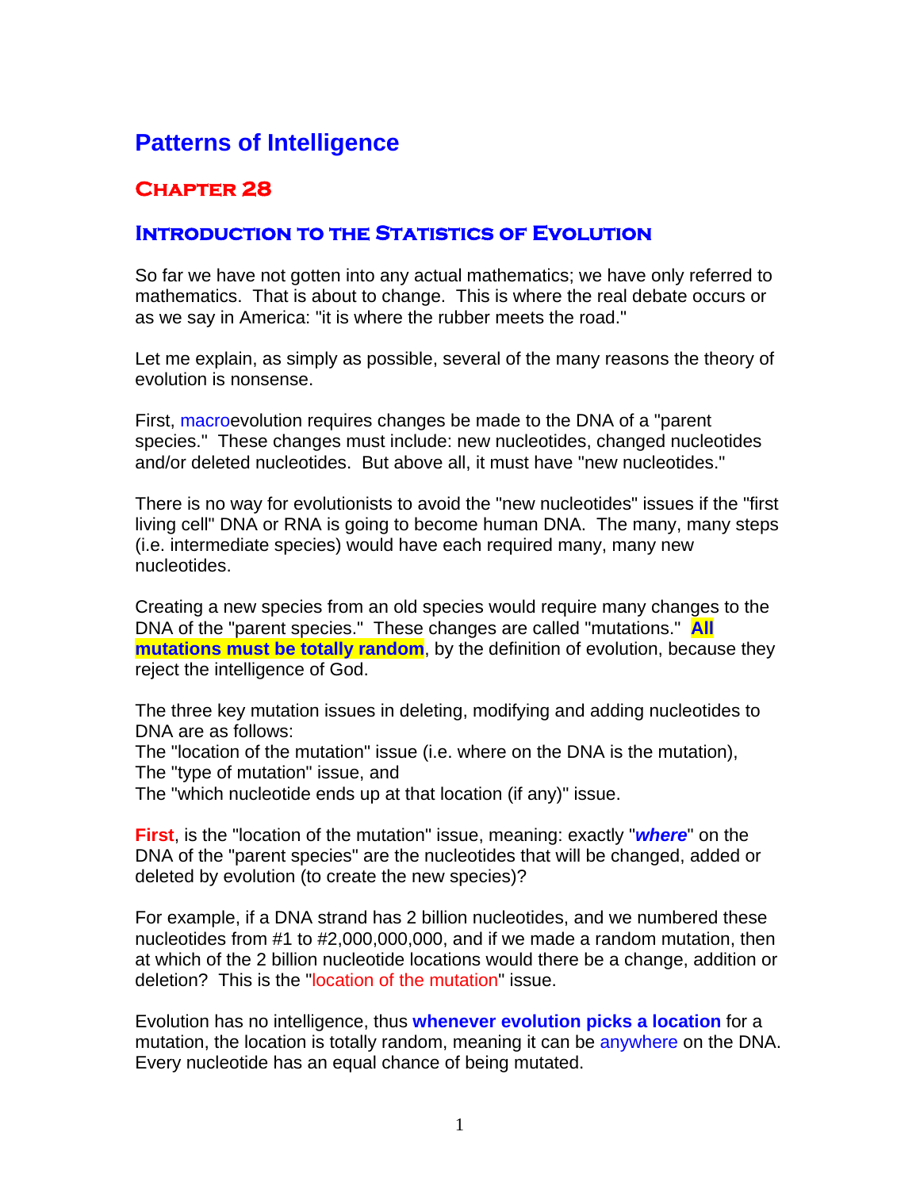# Patterns of Intelligence

## Chapter 28

### Introduction to the Statistics of Evolution

So far we have not gotten into any actual mathematics; we have only referred to mathematics. That is about to change. This is where the real debate occurs or as we say in America: "it is where the rubber meets the road."

Let me explain, as simply as possible, several of the many reasons the theory of evolution is nonsense.

First, macroevolution requires changes be made to the DNA of a "parent species." These changes must include: new nucleotides, changed nucleotides and/or deleted nucleotides. But above all, it must have "new nucleotides."

There is no way for evolutionists to avoid the "new nucleotides" issues if the "first living cell" DNA or RNA is going to become human DNA. The many, many steps (i.e. intermediate species) would have each required many, many new nucleotides.

Creating a new species from an old species would require many changes to the DNA of the "parent species." These changes are called "mutations." **All mutations must be totally random**, by the definition of evolution, because they reject the intelligence of God.

The three key mutation issues in deleting, modifying and adding nucleotides to DNA are as follows:
The "location of the mutation" issue (i.e. where on the DNA is the mutation),
The "type of mutation" issue, and
The "which nucleotide ends up at that location (if any)" issue.

**First**, is the "location of the mutation" issue, meaning: exactly "***where***" on the DNA of the "parent species" are the nucleotides that will be changed, added or deleted by evolution (to create the new species)?

For example, if a DNA strand has 2 billion nucleotides, and we numbered these nucleotides from #1 to #2,000,000,000, and if we made a random mutation, then at which of the 2 billion nucleotide locations would there be a change, addition or deletion? This is the "location of the mutation" issue.

Evolution has no intelligence, thus **whenever evolution picks a location** for a mutation, the location is totally random, meaning it can be anywhere on the DNA. Every nucleotide has an equal chance of being mutated.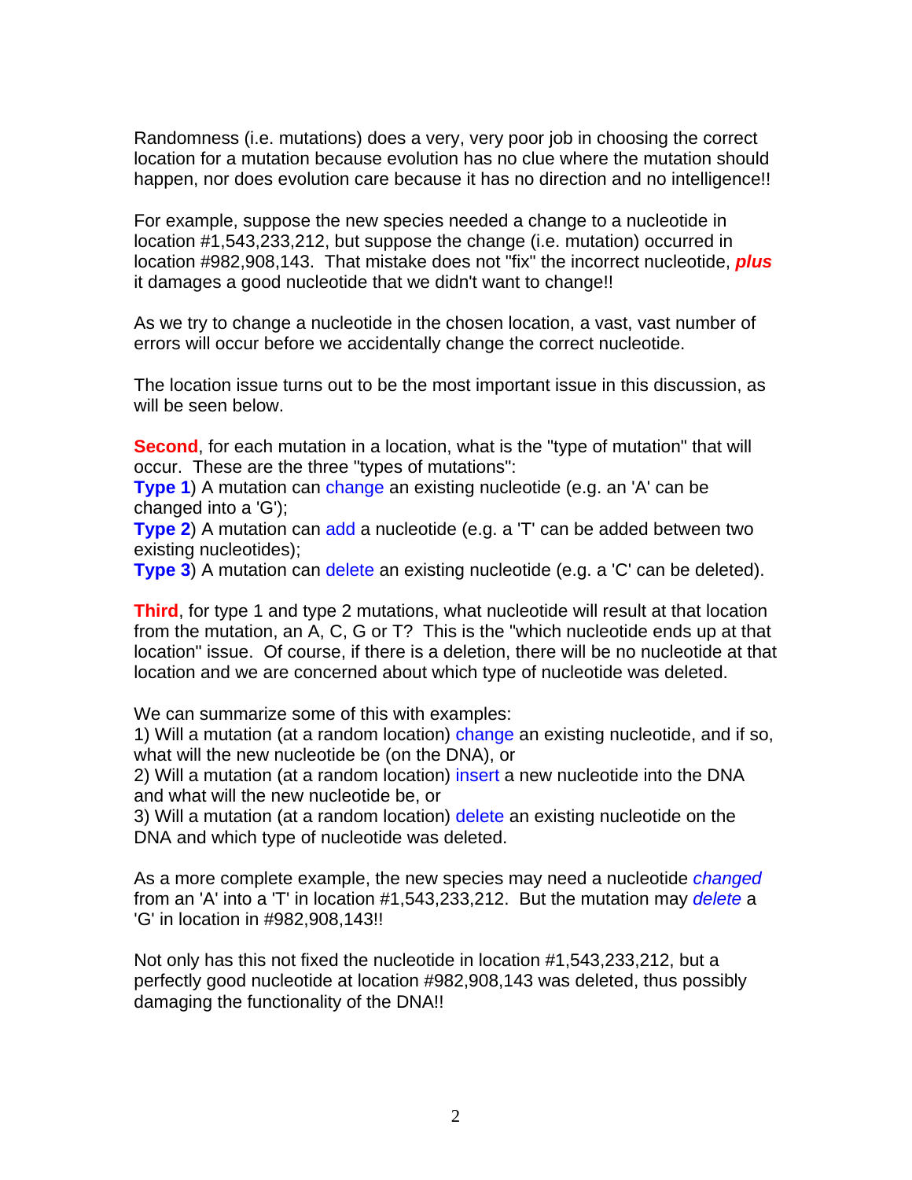Randomness (i.e. mutations) does a very, very poor job in choosing the correct location for a mutation because evolution has no clue where the mutation should happen, nor does evolution care because it has no direction and no intelligence!!

For example, suppose the new species needed a change to a nucleotide in location #1,543,233,212, but suppose the change (i.e. mutation) occurred in location #982,908,143. That mistake does not "fix" the incorrect nucleotide, ***plus*** it damages a good nucleotide that we didn't want to change!!

As we try to change a nucleotide in the chosen location, a vast, vast number of errors will occur before we accidentally change the correct nucleotide.

The location issue turns out to be the most important issue in this discussion, as will be seen below.

**Second**, for each mutation in a location, what is the "type of mutation" that will occur. These are the three "types of mutations":
**Type 1**) A mutation can change an existing nucleotide (e.g. an 'A' can be changed into a 'G');
**Type 2**) A mutation can add a nucleotide (e.g. a 'T' can be added between two existing nucleotides);
**Type 3**) A mutation can delete an existing nucleotide (e.g. a 'C' can be deleted).

**Third**, for type 1 and type 2 mutations, what nucleotide will result at that location from the mutation, an A, C, G or T? This is the "which nucleotide ends up at that location" issue. Of course, if there is a deletion, there will be no nucleotide at that location and we are concerned about which type of nucleotide was deleted.

We can summarize some of this with examples:
1) Will a mutation (at a random location) change an existing nucleotide, and if so, what will the new nucleotide be (on the DNA), or
2) Will a mutation (at a random location) insert a new nucleotide into the DNA and what will the new nucleotide be, or
3) Will a mutation (at a random location) delete an existing nucleotide on the DNA and which type of nucleotide was deleted.

As a more complete example, the new species may need a nucleotide *changed* from an 'A' into a 'T' in location #1,543,233,212. But the mutation may *delete* a 'G' in location in #982,908,143!!

Not only has this not fixed the nucleotide in location #1,543,233,212, but a perfectly good nucleotide at location #982,908,143 was deleted, thus possibly damaging the functionality of the DNA!!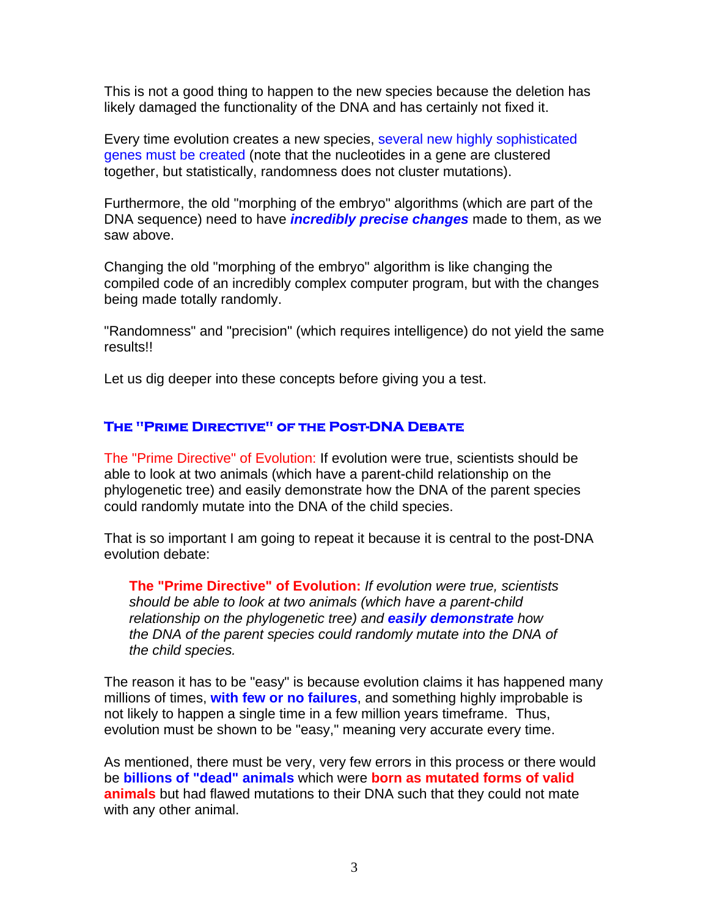This is not a good thing to happen to the new species because the deletion has likely damaged the functionality of the DNA and has certainly not fixed it.

Every time evolution creates a new species, several new highly sophisticated genes must be created (note that the nucleotides in a gene are clustered together, but statistically, randomness does not cluster mutations).

Furthermore, the old "morphing of the embryo" algorithms (which are part of the DNA sequence) need to have ***incredibly precise changes*** made to them, as we saw above.

Changing the old "morphing of the embryo" algorithm is like changing the compiled code of an incredibly complex computer program, but with the changes being made totally randomly.

"Randomness" and "precision" (which requires intelligence) do not yield the same results!!

Let us dig deeper into these concepts before giving you a test.

### The "Prime Directive" of the Post-DNA Debate

The "Prime Directive" of Evolution: If evolution were true, scientists should be able to look at two animals (which have a parent-child relationship on the phylogenetic tree) and easily demonstrate how the DNA of the parent species could randomly mutate into the DNA of the child species.

That is so important I am going to repeat it because it is central to the post-DNA evolution debate:

> **The "Prime Directive" of Evolution:** *If evolution were true, scientists should be able to look at two animals (which have a parent-child relationship on the phylogenetic tree) and* ***easily demonstrate*** *how the DNA of the parent species could randomly mutate into the DNA of the child species.*

The reason it has to be "easy" is because evolution claims it has happened many millions of times, **with few or no failures**, and something highly improbable is not likely to happen a single time in a few million years timeframe. Thus, evolution must be shown to be "easy," meaning very accurate every time.

As mentioned, there must be very, very few errors in this process or there would be **billions of "dead" animals** which were **born as mutated forms of valid animals** but had flawed mutations to their DNA such that they could not mate with any other animal.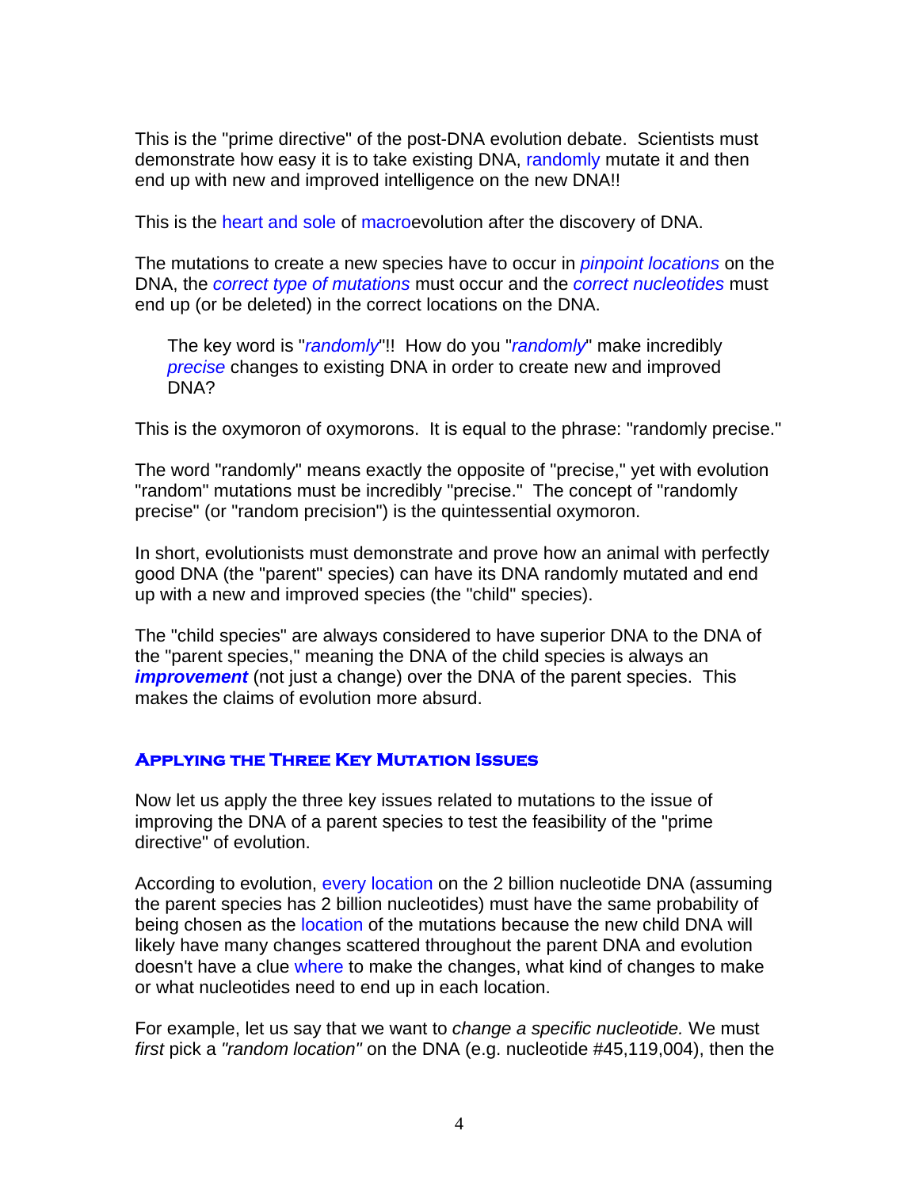This is the "prime directive" of the post-DNA evolution debate. Scientists must demonstrate how easy it is to take existing DNA, randomly mutate it and then end up with new and improved intelligence on the new DNA!!

This is the heart and sole of macroevolution after the discovery of DNA.

The mutations to create a new species have to occur in *pinpoint locations* on the DNA, the *correct type of mutations* must occur and the *correct nucleotides* must end up (or be deleted) in the correct locations on the DNA.

> The key word is "*randomly*"!! How do you "*randomly*" make incredibly *precise* changes to existing DNA in order to create new and improved DNA?

This is the oxymoron of oxymorons. It is equal to the phrase: "randomly precise."

The word "randomly" means exactly the opposite of "precise," yet with evolution "random" mutations must be incredibly "precise." The concept of "randomly precise" (or "random precision") is the quintessential oxymoron.

In short, evolutionists must demonstrate and prove how an animal with perfectly good DNA (the "parent" species) can have its DNA randomly mutated and end up with a new and improved species (the "child" species).

The "child species" are always considered to have superior DNA to the DNA of the "parent species," meaning the DNA of the child species is always an ***improvement*** (not just a change) over the DNA of the parent species. This makes the claims of evolution more absurd.

### Applying the Three Key Mutation Issues

Now let us apply the three key issues related to mutations to the issue of improving the DNA of a parent species to test the feasibility of the "prime directive" of evolution.

According to evolution, every location on the 2 billion nucleotide DNA (assuming the parent species has 2 billion nucleotides) must have the same probability of being chosen as the location of the mutations because the new child DNA will likely have many changes scattered throughout the parent DNA and evolution doesn't have a clue where to make the changes, what kind of changes to make or what nucleotides need to end up in each location.

For example, let us say that we want to *change a specific nucleotide.* We must *first* pick a *"random location"* on the DNA (e.g. nucleotide #45,119,004), then the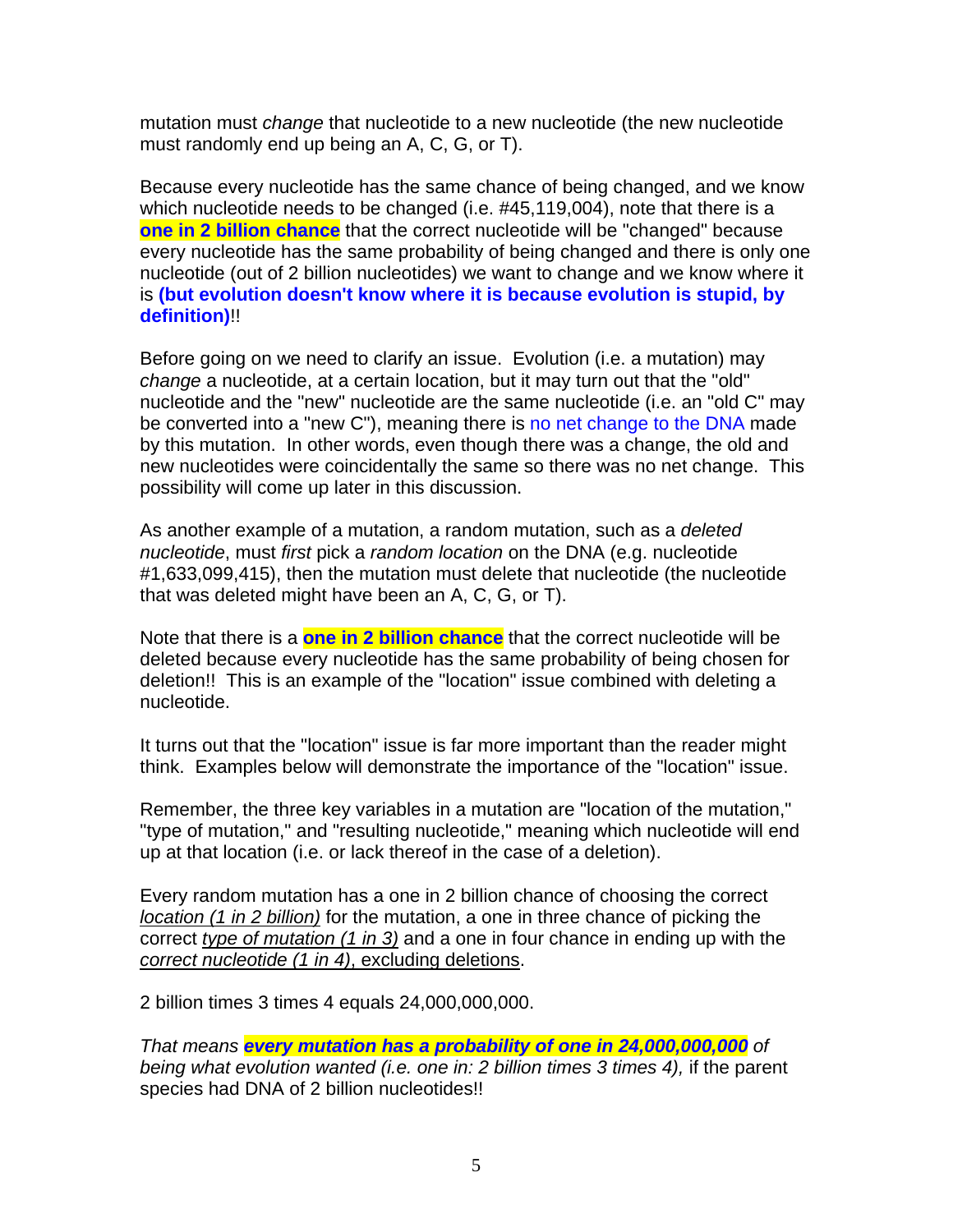mutation must *change* that nucleotide to a new nucleotide (the new nucleotide must randomly end up being an A, C, G, or T).

Because every nucleotide has the same chance of being changed, and we know which nucleotide needs to be changed (i.e. #45,119,004), note that there is a **one in 2 billion chance** that the correct nucleotide will be "changed" because every nucleotide has the same probability of being changed and there is only one nucleotide (out of 2 billion nucleotides) we want to change and we know where it is **(but evolution doesn't know where it is because evolution is stupid, by definition)**!!

Before going on we need to clarify an issue. Evolution (i.e. a mutation) may *change* a nucleotide, at a certain location, but it may turn out that the "old" nucleotide and the "new" nucleotide are the same nucleotide (i.e. an "old C" may be converted into a "new C"), meaning there is no net change to the DNA made by this mutation. In other words, even though there was a change, the old and new nucleotides were coincidentally the same so there was no net change. This possibility will come up later in this discussion.

As another example of a mutation, a random mutation, such as a *deleted nucleotide*, must *first* pick a *random location* on the DNA (e.g. nucleotide #1,633,099,415), then the mutation must delete that nucleotide (the nucleotide that was deleted might have been an A, C, G, or T).

Note that there is a **one in 2 billion chance** that the correct nucleotide will be deleted because every nucleotide has the same probability of being chosen for deletion!! This is an example of the "location" issue combined with deleting a nucleotide.

It turns out that the "location" issue is far more important than the reader might think. Examples below will demonstrate the importance of the "location" issue.

Remember, the three key variables in a mutation are "location of the mutation," "type of mutation," and "resulting nucleotide," meaning which nucleotide will end up at that location (i.e. or lack thereof in the case of a deletion).

Every random mutation has a one in 2 billion chance of choosing the correct *location (1 in 2 billion)* for the mutation, a one in three chance of picking the correct *type of mutation (1 in 3)* and a one in four chance in ending up with the *correct nucleotide (1 in 4)*, excluding deletions.

2 billion times 3 times 4 equals 24,000,000,000.

*That means* ***every mutation has a probability of one in 24,000,000,000*** *of being what evolution wanted (i.e. one in: 2 billion times 3 times 4),* if the parent species had DNA of 2 billion nucleotides!!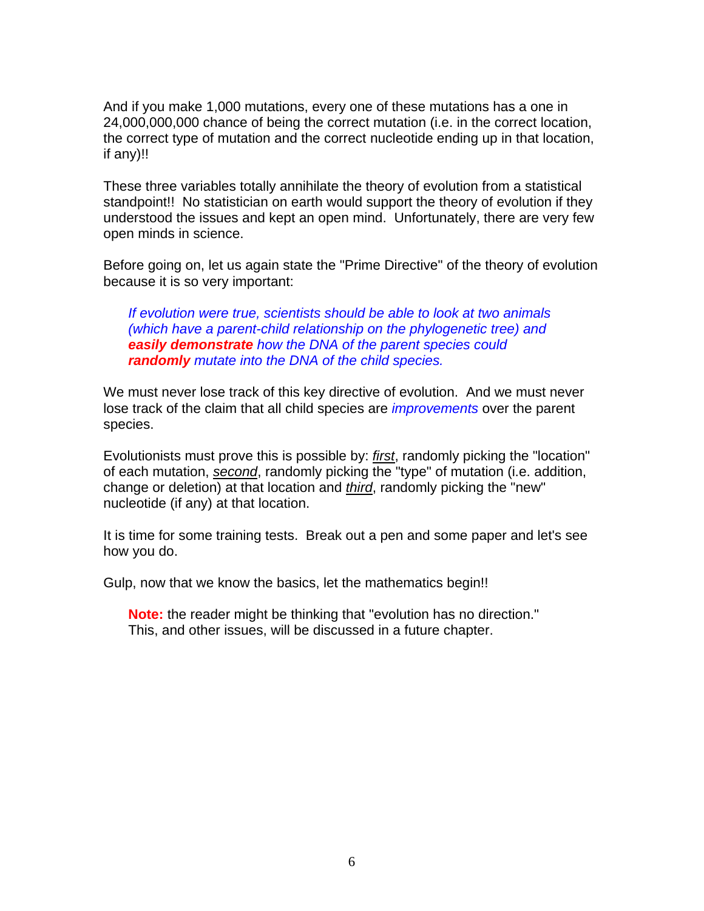And if you make 1,000 mutations, every one of these mutations has a one in 24,000,000,000 chance of being the correct mutation (i.e. in the correct location, the correct type of mutation and the correct nucleotide ending up in that location, if any)!!

These three variables totally annihilate the theory of evolution from a statistical standpoint!! No statistician on earth would support the theory of evolution if they understood the issues and kept an open mind. Unfortunately, there are very few open minds in science.

Before going on, let us again state the "Prime Directive" of the theory of evolution because it is so very important:

> *If evolution were true, scientists should be able to look at two animals (which have a parent-child relationship on the phylogenetic tree) and* ***easily demonstrate*** *how the DNA of the parent species could* ***randomly*** *mutate into the DNA of the child species.*

We must never lose track of this key directive of evolution. And we must never lose track of the claim that all child species are *improvements* over the parent species.

Evolutionists must prove this is possible by: ***first***, randomly picking the "location" of each mutation, ***second***, randomly picking the "type" of mutation (i.e. addition, change or deletion) at that location and ***third***, randomly picking the "new" nucleotide (if any) at that location.

It is time for some training tests. Break out a pen and some paper and let's see how you do.

Gulp, now that we know the basics, let the mathematics begin!!

> **Note:** the reader might be thinking that "evolution has no direction." This, and other issues, will be discussed in a future chapter.